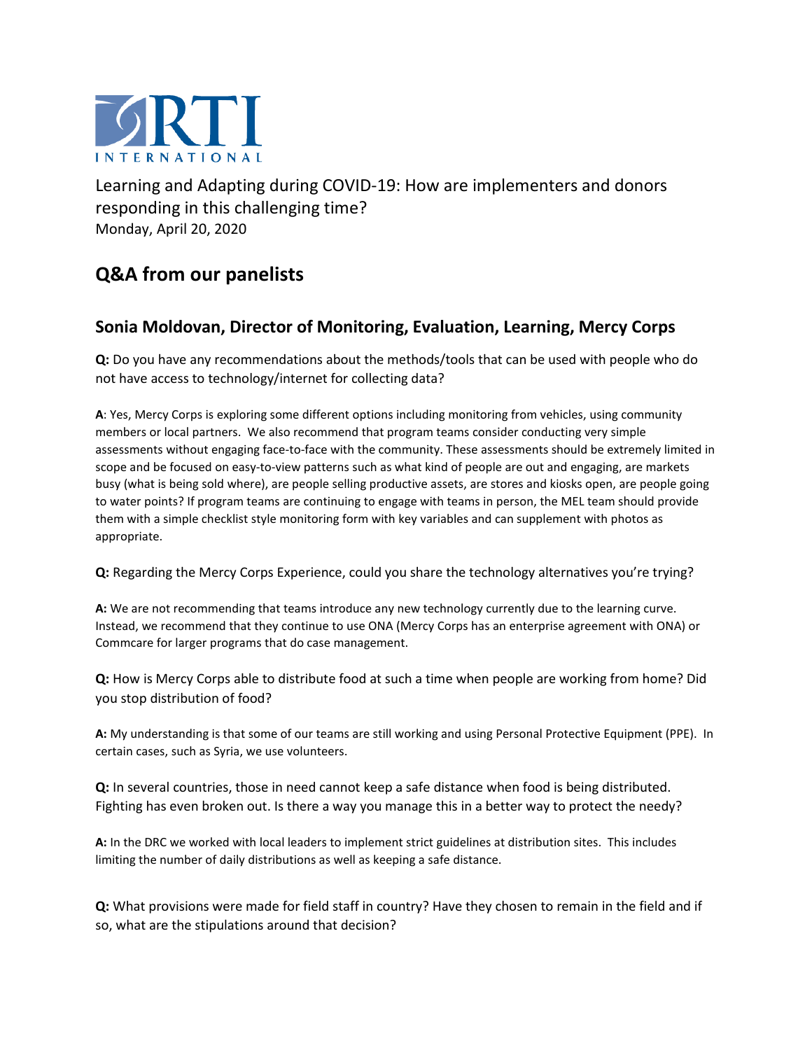RTI INTERNATIONAL

Learning and Adapting during COVID-19: How are implementers and donors responding in this challenging time?
Monday, April 20, 2020

# Q&A from our panelists

## Sonia Moldovan, Director of Monitoring, Evaluation, Learning, Mercy Corps

**Q:** Do you have any recommendations about the methods/tools that can be used with people who do not have access to technology/internet for collecting data?

**A**: Yes, Mercy Corps is exploring some different options including monitoring from vehicles, using community members or local partners. We also recommend that program teams consider conducting very simple assessments without engaging face-to-face with the community. These assessments should be extremely limited in scope and be focused on easy-to-view patterns such as what kind of people are out and engaging, are markets busy (what is being sold where), are people selling productive assets, are stores and kiosks open, are people going to water points? If program teams are continuing to engage with teams in person, the MEL team should provide them with a simple checklist style monitoring form with key variables and can supplement with photos as appropriate.

**Q:** Regarding the Mercy Corps Experience, could you share the technology alternatives you're trying?

**A:** We are not recommending that teams introduce any new technology currently due to the learning curve. Instead, we recommend that they continue to use ONA (Mercy Corps has an enterprise agreement with ONA) or Commcare for larger programs that do case management.

**Q:** How is Mercy Corps able to distribute food at such a time when people are working from home? Did you stop distribution of food?

**A:** My understanding is that some of our teams are still working and using Personal Protective Equipment (PPE). In certain cases, such as Syria, we use volunteers.

**Q:** In several countries, those in need cannot keep a safe distance when food is being distributed. Fighting has even broken out. Is there a way you manage this in a better way to protect the needy?

**A:** In the DRC we worked with local leaders to implement strict guidelines at distribution sites. This includes limiting the number of daily distributions as well as keeping a safe distance.

**Q:** What provisions were made for field staff in country? Have they chosen to remain in the field and if so, what are the stipulations around that decision?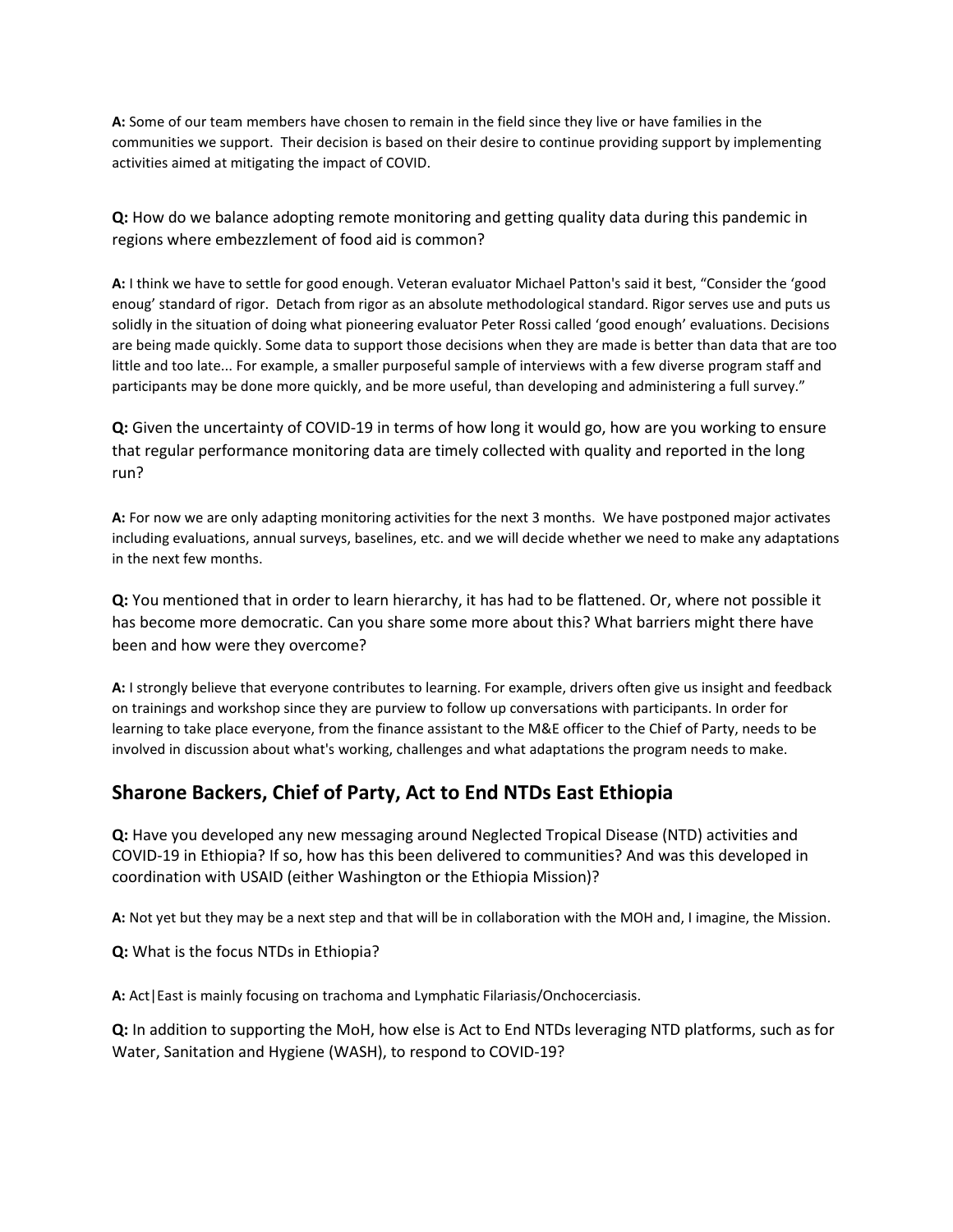**A:** Some of our team members have chosen to remain in the field since they live or have families in the communities we support. Their decision is based on their desire to continue providing support by implementing activities aimed at mitigating the impact of COVID.

**Q:** How do we balance adopting remote monitoring and getting quality data during this pandemic in regions where embezzlement of food aid is common?

**A:** I think we have to settle for good enough. Veteran evaluator Michael Patton's said it best, "Consider the 'good enoug' standard of rigor. Detach from rigor as an absolute methodological standard. Rigor serves use and puts us solidly in the situation of doing what pioneering evaluator Peter Rossi called 'good enough' evaluations. Decisions are being made quickly. Some data to support those decisions when they are made is better than data that are too little and too late... For example, a smaller purposeful sample of interviews with a few diverse program staff and participants may be done more quickly, and be more useful, than developing and administering a full survey."

**Q:** Given the uncertainty of COVID-19 in terms of how long it would go, how are you working to ensure that regular performance monitoring data are timely collected with quality and reported in the long run?

**A:** For now we are only adapting monitoring activities for the next 3 months. We have postponed major activates including evaluations, annual surveys, baselines, etc. and we will decide whether we need to make any adaptations in the next few months.

**Q:** You mentioned that in order to learn hierarchy, it has had to be flattened. Or, where not possible it has become more democratic. Can you share some more about this? What barriers might there have been and how were they overcome?

**A:** I strongly believe that everyone contributes to learning. For example, drivers often give us insight and feedback on trainings and workshop since they are purview to follow up conversations with participants. In order for learning to take place everyone, from the finance assistant to the M&E officer to the Chief of Party, needs to be involved in discussion about what's working, challenges and what adaptations the program needs to make.

## Sharone Backers, Chief of Party, Act to End NTDs East Ethiopia

**Q:** Have you developed any new messaging around Neglected Tropical Disease (NTD) activities and COVID-19 in Ethiopia? If so, how has this been delivered to communities? And was this developed in coordination with USAID (either Washington or the Ethiopia Mission)?

**A:** Not yet but they may be a next step and that will be in collaboration with the MOH and, I imagine, the Mission.

**Q:** What is the focus NTDs in Ethiopia?

**A:** Act|East is mainly focusing on trachoma and Lymphatic Filariasis/Onchocerciasis.

**Q:** In addition to supporting the MoH, how else is Act to End NTDs leveraging NTD platforms, such as for Water, Sanitation and Hygiene (WASH), to respond to COVID-19?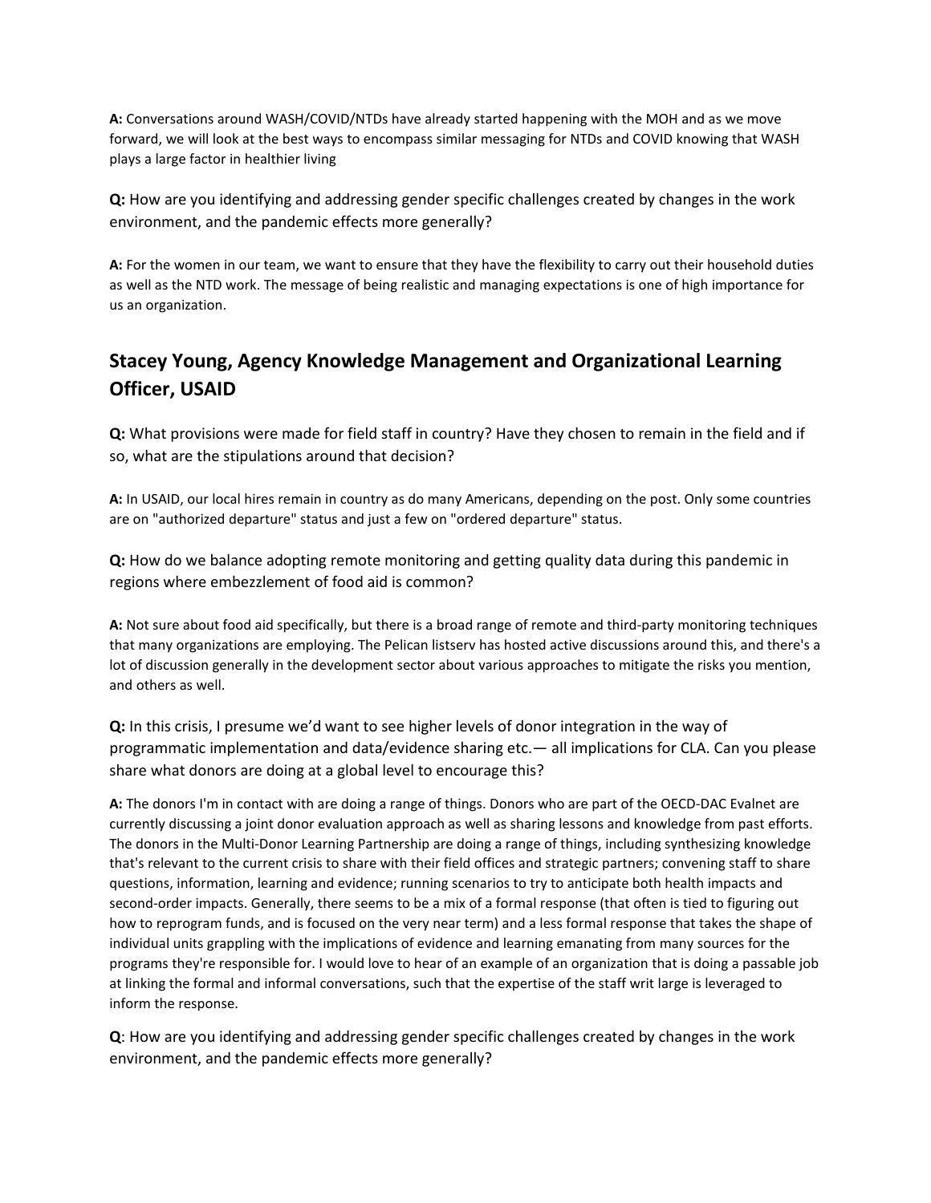**A:** Conversations around WASH/COVID/NTDs have already started happening with the MOH and as we move forward, we will look at the best ways to encompass similar messaging for NTDs and COVID knowing that WASH plays a large factor in healthier living

**Q:** How are you identifying and addressing gender specific challenges created by changes in the work environment, and the pandemic effects more generally?

**A:** For the women in our team, we want to ensure that they have the flexibility to carry out their household duties as well as the NTD work. The message of being realistic and managing expectations is one of high importance for us an organization.

## Stacey Young, Agency Knowledge Management and Organizational Learning Officer, USAID

**Q:** What provisions were made for field staff in country? Have they chosen to remain in the field and if so, what are the stipulations around that decision?

**A:** In USAID, our local hires remain in country as do many Americans, depending on the post. Only some countries are on "authorized departure" status and just a few on "ordered departure" status.

**Q:** How do we balance adopting remote monitoring and getting quality data during this pandemic in regions where embezzlement of food aid is common?

**A:** Not sure about food aid specifically, but there is a broad range of remote and third-party monitoring techniques that many organizations are employing. The Pelican listserv has hosted active discussions around this, and there's a lot of discussion generally in the development sector about various approaches to mitigate the risks you mention, and others as well.

**Q:** In this crisis, I presume we'd want to see higher levels of donor integration in the way of programmatic implementation and data/evidence sharing etc.— all implications for CLA. Can you please share what donors are doing at a global level to encourage this?

**A:** The donors I'm in contact with are doing a range of things. Donors who are part of the OECD-DAC Evalnet are currently discussing a joint donor evaluation approach as well as sharing lessons and knowledge from past efforts. The donors in the Multi-Donor Learning Partnership are doing a range of things, including synthesizing knowledge that's relevant to the current crisis to share with their field offices and strategic partners; convening staff to share questions, information, learning and evidence; running scenarios to try to anticipate both health impacts and second-order impacts. Generally, there seems to be a mix of a formal response (that often is tied to figuring out how to reprogram funds, and is focused on the very near term) and a less formal response that takes the shape of individual units grappling with the implications of evidence and learning emanating from many sources for the programs they're responsible for. I would love to hear of an example of an organization that is doing a passable job at linking the formal and informal conversations, such that the expertise of the staff writ large is leveraged to inform the response.

**Q**: How are you identifying and addressing gender specific challenges created by changes in the work environment, and the pandemic effects more generally?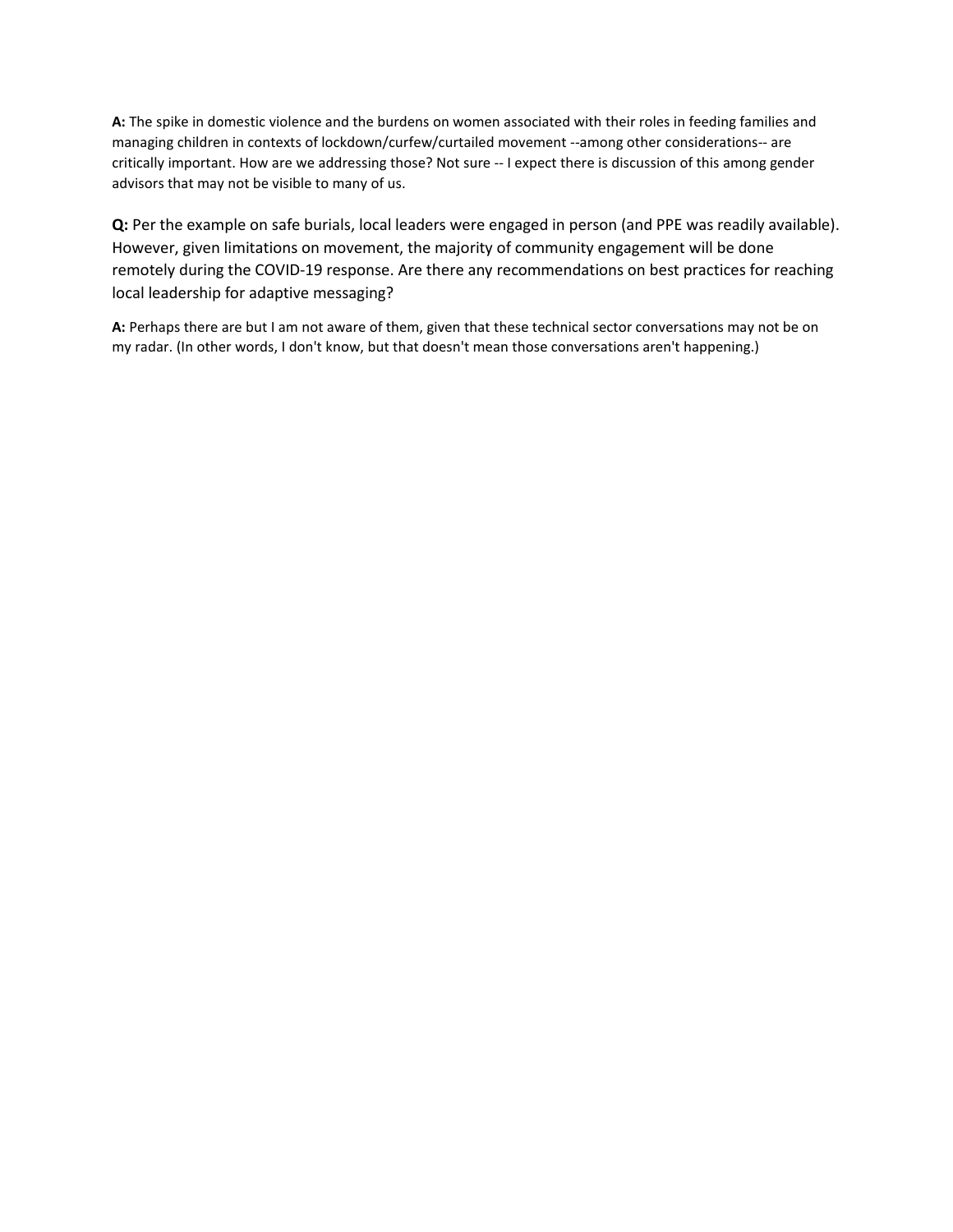**A:** The spike in domestic violence and the burdens on women associated with their roles in feeding families and managing children in contexts of lockdown/curfew/curtailed movement --among other considerations-- are critically important. How are we addressing those? Not sure -- I expect there is discussion of this among gender advisors that may not be visible to many of us.

**Q:** Per the example on safe burials, local leaders were engaged in person (and PPE was readily available). However, given limitations on movement, the majority of community engagement will be done remotely during the COVID-19 response. Are there any recommendations on best practices for reaching local leadership for adaptive messaging?

**A:** Perhaps there are but I am not aware of them, given that these technical sector conversations may not be on my radar. (In other words, I don't know, but that doesn't mean those conversations aren't happening.)